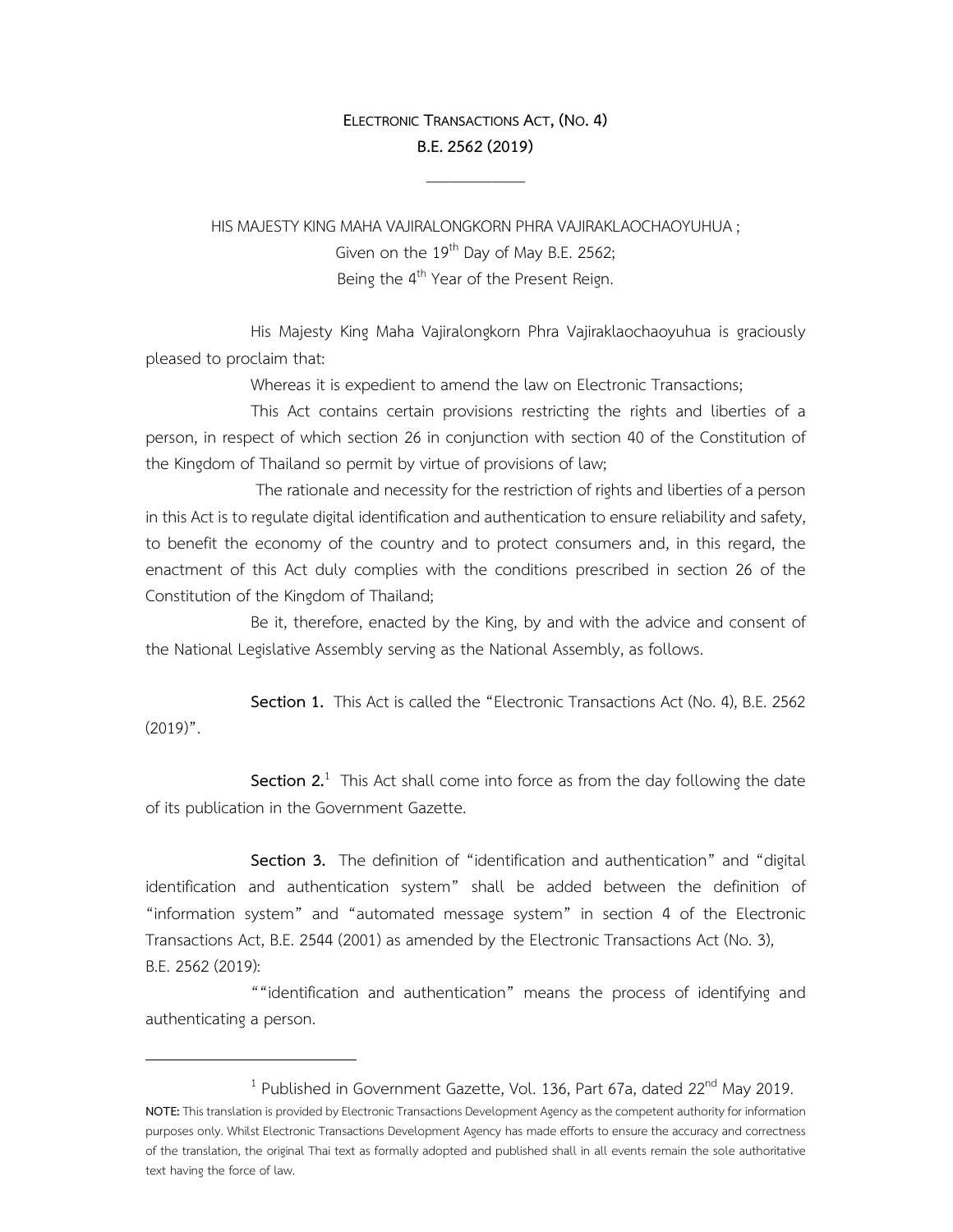# ELECTRONIC TRANSACTIONS ACT, (NO. 4)
# B.E. 2562 (2019)

---

HIS MAJESTY KING MAHA VAJIRALONGKORN PHRA VAJIRAKLAOCHAOYUHUA ;
Given on the 19th Day of May B.E. 2562;
Being the 4th Year of the Present Reign.

His Majesty King Maha Vajiralongkorn Phra Vajiraklaochaoyuhua is graciously pleased to proclaim that:

Whereas it is expedient to amend the law on Electronic Transactions;

This Act contains certain provisions restricting the rights and liberties of a person, in respect of which section 26 in conjunction with section 40 of the Constitution of the Kingdom of Thailand so permit by virtue of provisions of law;

The rationale and necessity for the restriction of rights and liberties of a person in this Act is to regulate digital identification and authentication to ensure reliability and safety, to benefit the economy of the country and to protect consumers and, in this regard, the enactment of this Act duly complies with the conditions prescribed in section 26 of the Constitution of the Kingdom of Thailand;

Be it, therefore, enacted by the King, by and with the advice and consent of the National Legislative Assembly serving as the National Assembly, as follows.

**Section 1.** This Act is called the "Electronic Transactions Act (No. 4), B.E. 2562 (2019)".

**Section 2.**[1] This Act shall come into force as from the day following the date of its publication in the Government Gazette.

**Section 3.** The definition of "identification and authentication" and "digital identification and authentication system" shall be added between the definition of "information system" and "automated message system" in section 4 of the Electronic Transactions Act, B.E. 2544 (2001) as amended by the Electronic Transactions Act (No. 3), B.E. 2562 (2019):

""identification and authentication" means the process of identifying and authenticating a person.

---

[1] Published in Government Gazette, Vol. 136, Part 67a, dated 22nd May 2019.

**NOTE:** This translation is provided by Electronic Transactions Development Agency as the competent authority for information purposes only. Whilst Electronic Transactions Development Agency has made efforts to ensure the accuracy and correctness of the translation, the original Thai text as formally adopted and published shall in all events remain the sole authoritative text having the force of law.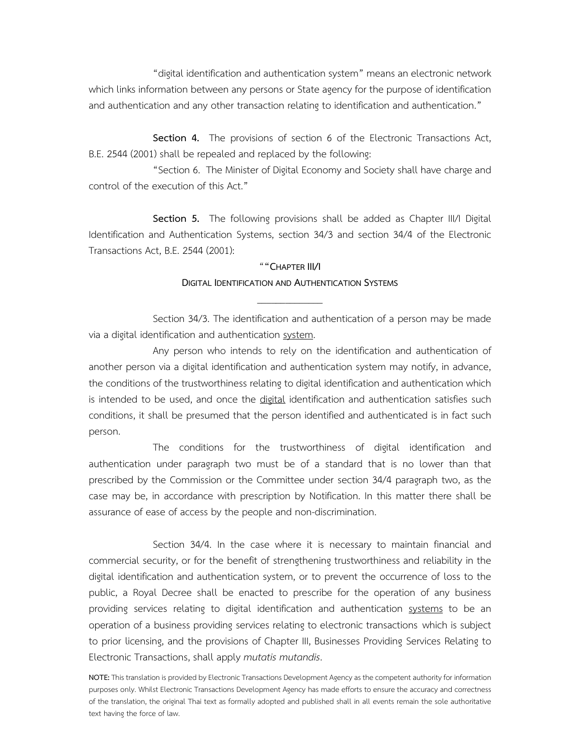"digital identification and authentication system" means an electronic network which links information between any persons or State agency for the purpose of identification and authentication and any other transaction relating to identification and authentication."

**Section 4.** The provisions of section 6 of the Electronic Transactions Act, B.E. 2544 (2001) shall be repealed and replaced by the following:

"Section 6. The Minister of Digital Economy and Society shall have charge and control of the execution of this Act."

**Section 5.** The following provisions shall be added as Chapter III/I Digital Identification and Authentication Systems, section 34/3 and section 34/4 of the Electronic Transactions Act, B.E. 2544 (2001):

""CHAPTER III/I

DIGITAL IDENTIFICATION AND AUTHENTICATION SYSTEMS

Section 34/3. The identification and authentication of a person may be made via a digital identification and authentication system.

Any person who intends to rely on the identification and authentication of another person via a digital identification and authentication system may notify, in advance, the conditions of the trustworthiness relating to digital identification and authentication which is intended to be used, and once the digital identification and authentication satisfies such conditions, it shall be presumed that the person identified and authenticated is in fact such person.

The conditions for the trustworthiness of digital identification and authentication under paragraph two must be of a standard that is no lower than that prescribed by the Commission or the Committee under section 34/4 paragraph two, as the case may be, in accordance with prescription by Notification. In this matter there shall be assurance of ease of access by the people and non-discrimination.

Section 34/4. In the case where it is necessary to maintain financial and commercial security, or for the benefit of strengthening trustworthiness and reliability in the digital identification and authentication system, or to prevent the occurrence of loss to the public, a Royal Decree shall be enacted to prescribe for the operation of any business providing services relating to digital identification and authentication systems to be an operation of a business providing services relating to electronic transactions which is subject to prior licensing, and the provisions of Chapter III, Businesses Providing Services Relating to Electronic Transactions, shall apply *mutatis mutandis*.

**NOTE:** This translation is provided by Electronic Transactions Development Agency as the competent authority for information purposes only. Whilst Electronic Transactions Development Agency has made efforts to ensure the accuracy and correctness of the translation, the original Thai text as formally adopted and published shall in all events remain the sole authoritative text having the force of law.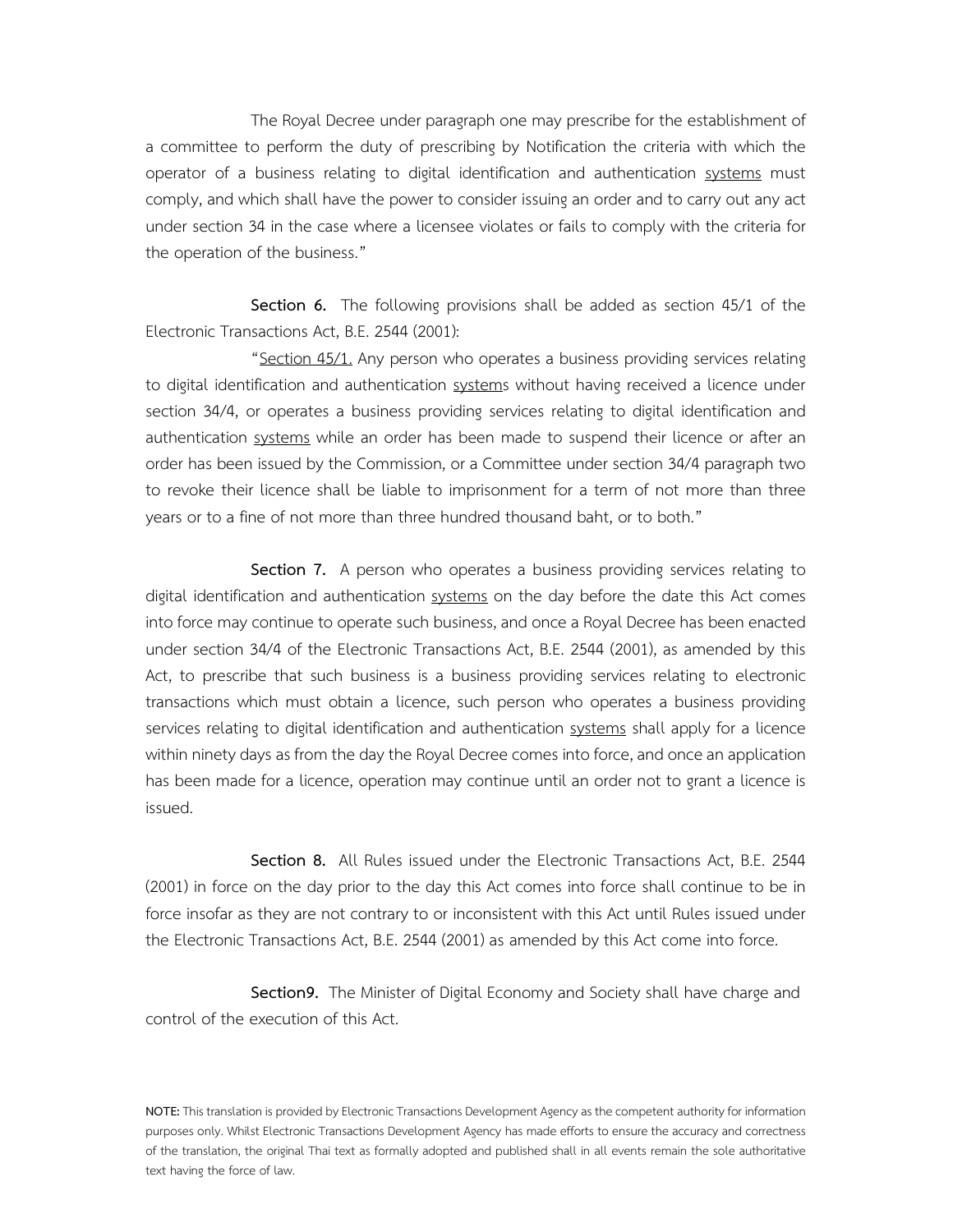The Royal Decree under paragraph one may prescribe for the establishment of a committee to perform the duty of prescribing by Notification the criteria with which the operator of a business relating to digital identification and authentication systems must comply, and which shall have the power to consider issuing an order and to carry out any act under section 34 in the case where a licensee violates or fails to comply with the criteria for the operation of the business."

**Section 6.** The following provisions shall be added as section 45/1 of the Electronic Transactions Act, B.E. 2544 (2001):

"Section 45/1. Any person who operates a business providing services relating to digital identification and authentication systems without having received a licence under section 34/4, or operates a business providing services relating to digital identification and authentication systems while an order has been made to suspend their licence or after an order has been issued by the Commission, or a Committee under section 34/4 paragraph two to revoke their licence shall be liable to imprisonment for a term of not more than three years or to a fine of not more than three hundred thousand baht, or to both."

**Section 7.** A person who operates a business providing services relating to digital identification and authentication systems on the day before the date this Act comes into force may continue to operate such business, and once a Royal Decree has been enacted under section 34/4 of the Electronic Transactions Act, B.E. 2544 (2001), as amended by this Act, to prescribe that such business is a business providing services relating to electronic transactions which must obtain a licence, such person who operates a business providing services relating to digital identification and authentication systems shall apply for a licence within ninety days as from the day the Royal Decree comes into force, and once an application has been made for a licence, operation may continue until an order not to grant a licence is issued.

**Section 8.** All Rules issued under the Electronic Transactions Act, B.E. 2544 (2001) in force on the day prior to the day this Act comes into force shall continue to be in force insofar as they are not contrary to or inconsistent with this Act until Rules issued under the Electronic Transactions Act, B.E. 2544 (2001) as amended by this Act come into force.

**Section9.** The Minister of Digital Economy and Society shall have charge and control of the execution of this Act.

**NOTE:** This translation is provided by Electronic Transactions Development Agency as the competent authority for information purposes only. Whilst Electronic Transactions Development Agency has made efforts to ensure the accuracy and correctness of the translation, the original Thai text as formally adopted and published shall in all events remain the sole authoritative text having the force of law.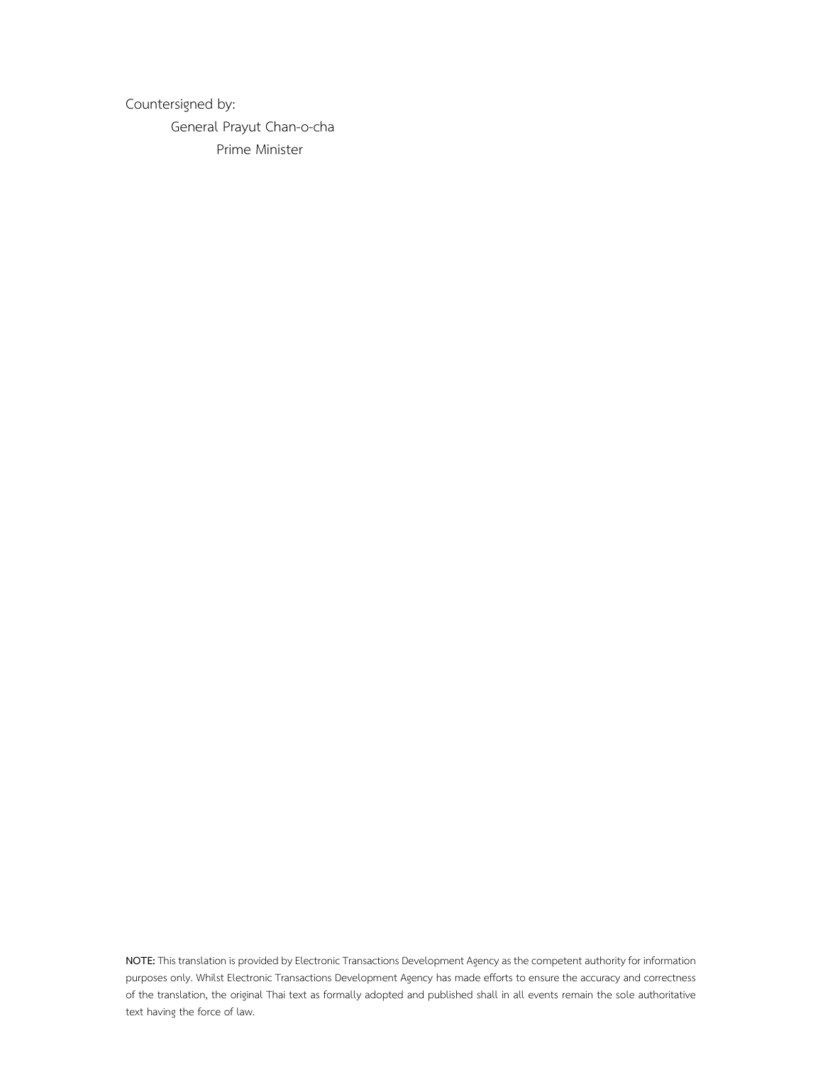Countersigned by:

General Prayut Chan-o-cha

Prime Minister

**NOTE:** This translation is provided by Electronic Transactions Development Agency as the competent authority for information purposes only. Whilst Electronic Transactions Development Agency has made efforts to ensure the accuracy and correctness of the translation, the original Thai text as formally adopted and published shall in all events remain the sole authoritative text having the force of law.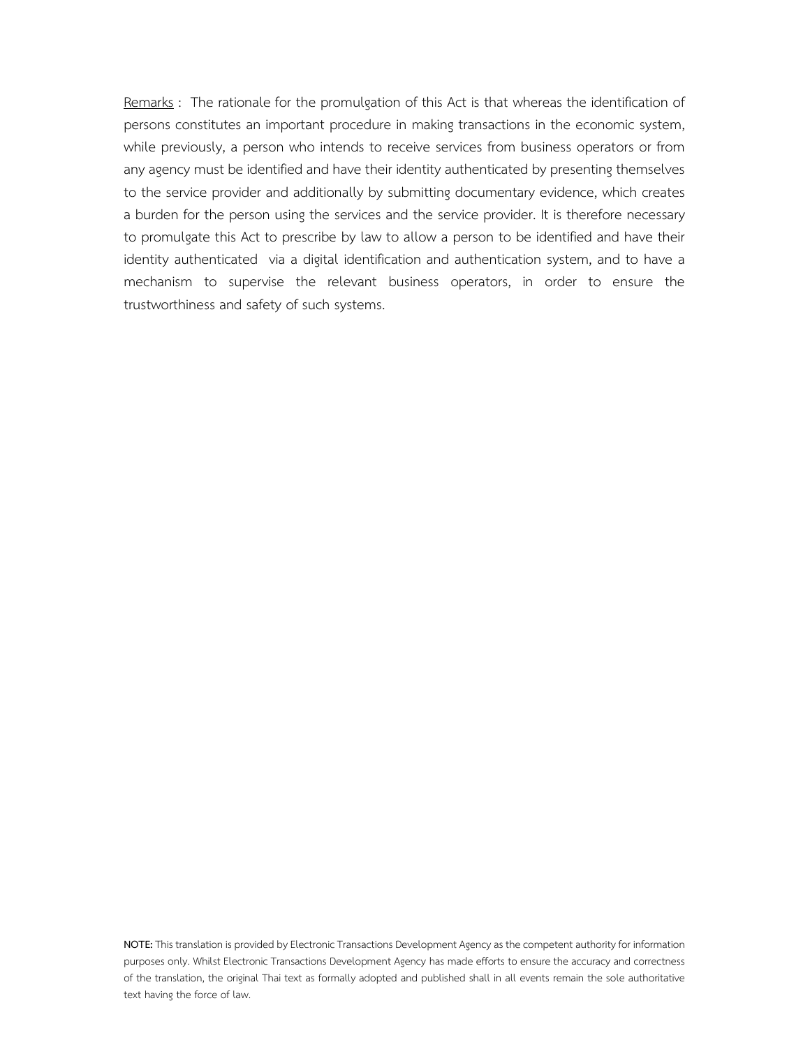<u>Remarks</u> : The rationale for the promulgation of this Act is that whereas the identification of persons constitutes an important procedure in making transactions in the economic system, while previously, a person who intends to receive services from business operators or from any agency must be identified and have their identity authenticated by presenting themselves to the service provider and additionally by submitting documentary evidence, which creates a burden for the person using the services and the service provider. It is therefore necessary to promulgate this Act to prescribe by law to allow a person to be identified and have their identity authenticated via a digital identification and authentication system, and to have a mechanism to supervise the relevant business operators, in order to ensure the trustworthiness and safety of such systems.

**NOTE:** This translation is provided by Electronic Transactions Development Agency as the competent authority for information purposes only. Whilst Electronic Transactions Development Agency has made efforts to ensure the accuracy and correctness of the translation, the original Thai text as formally adopted and published shall in all events remain the sole authoritative text having the force of law.